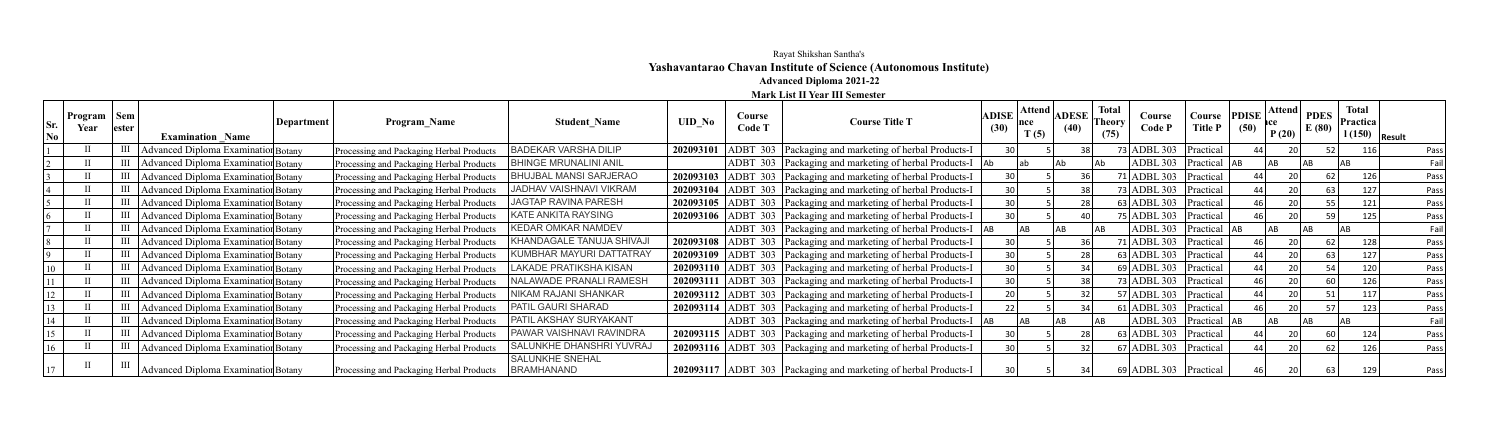Rayat Shikshan Santha's

**Yashavantarao Chavan Institute of Science (Autonomous Institute)**

**Advanced Diploma 2021-22**

**Mark List II Year III Semester**

| Sr. No | Program Year | Sem ester | Examination_Name | Department | Program_Name | Student_Name | UID_No | Course Code T | Course Title T | ADISE (30) | Attendance T (5) | ADESE (40) | Total Theory (75) | Course Code P | Course Title P | PDISE (50) | Attendance P (20) | PDES E (80) | Total Practical (150) | Result |
|---|---|---|---|---|---|---|---|---|---|---|---|---|---|---|---|---|---|---|---|---|
| 1 | II | III | Advanced Diploma Examination | Botany | Processing and Packaging Herbal Products | BADEKAR VARSHA DILIP | 202093101 | ADBT 303 | Packaging and marketing of herbal Products-I | 30 | 5 | 38 | 73 | ADBL 303 | Practical | 44 | 20 | 52 | 116 | Pass |
| 2 | II | III | Advanced Diploma Examination | Botany | Processing and Packaging Herbal Products | BHINGE MRUNALINI ANIL | | ADBT 303 | Packaging and marketing of herbal Products-I | Ab | ab | Ab | Ab | ADBL 303 | Practical | AB | AB | AB | AB | Fail |
| 3 | II | III | Advanced Diploma Examination | Botany | Processing and Packaging Herbal Products | BHUJBAL MANSI SARJERAO | 202093103 | ADBT 303 | Packaging and marketing of herbal Products-I | 30 | 5 | 36 | 71 | ADBL 303 | Practical | 44 | 20 | 62 | 126 | Pass |
| 4 | II | III | Advanced Diploma Examination | Botany | Processing and Packaging Herbal Products | JADHAV VAISHNAVI VIKRAM | 202093104 | ADBT 303 | Packaging and marketing of herbal Products-I | 30 | 5 | 38 | 73 | ADBL 303 | Practical | 44 | 20 | 63 | 127 | Pass |
| 5 | II | III | Advanced Diploma Examination | Botany | Processing and Packaging Herbal Products | JAGTAP RAVINA PARESH | 202093105 | ADBT 303 | Packaging and marketing of herbal Products-I | 30 | 5 | 28 | 63 | ADBL 303 | Practical | 46 | 20 | 55 | 121 | Pass |
| 6 | II | III | Advanced Diploma Examination | Botany | Processing and Packaging Herbal Products | KATE ANKITA RAYSING | 202093106 | ADBT 303 | Packaging and marketing of herbal Products-I | 30 | 5 | 40 | 75 | ADBL 303 | Practical | 46 | 20 | 59 | 125 | Pass |
| 7 | II | III | Advanced Diploma Examination | Botany | Processing and Packaging Herbal Products | KEDAR OMKAR NAMDEV | | ADBT 303 | Packaging and marketing of herbal Products-I | AB | AB | AB | AB | ADBL 303 | Practical | AB | AB | AB | AB | Fail |
| 8 | II | III | Advanced Diploma Examination | Botany | Processing and Packaging Herbal Products | KHANDAGALE TANUJA SHIVAJI | 202093108 | ADBT 303 | Packaging and marketing of herbal Products-I | 30 | 5 | 36 | 71 | ADBL 303 | Practical | 46 | 20 | 62 | 128 | Pass |
| 9 | II | III | Advanced Diploma Examination | Botany | Processing and Packaging Herbal Products | KUMBHAR MAYURI DATTATRAY | 202093109 | ADBT 303 | Packaging and marketing of herbal Products-I | 30 | 5 | 28 | 63 | ADBL 303 | Practical | 44 | 20 | 63 | 127 | Pass |
| 10 | II | III | Advanced Diploma Examination | Botany | Processing and Packaging Herbal Products | LAKADE PRATIKSHA KISAN | 202093110 | ADBT 303 | Packaging and marketing of herbal Products-I | 30 | 5 | 34 | 69 | ADBL 303 | Practical | 46 | 20 | 54 | 120 | Pass |
| 11 | II | III | Advanced Diploma Examination | Botany | Processing and Packaging Herbal Products | NALAWADE PRANALI RAMESH | 202093111 | ADBT 303 | Packaging and marketing of herbal Products-I | 30 | 5 | 38 | 73 | ADBL 303 | Practical | 46 | 20 | 60 | 126 | Pass |
| 12 | II | III | Advanced Diploma Examination | Botany | Processing and Packaging Herbal Products | NIKAM RAJANI SHANKAR | 202093112 | ADBT 303 | Packaging and marketing of herbal Products-I | 20 | 5 | 32 | 57 | ADBL 303 | Practical | 44 | 20 | 51 | 117 | Pass |
| 13 | II | III | Advanced Diploma Examination | Botany | Processing and Packaging Herbal Products | PATIL GAURI SHARAD | 202093114 | ADBT 303 | Packaging and marketing of herbal Products-I | 22 | 5 | 34 | 61 | ADBL 303 | Practical | 46 | 20 | 57 | 123 | Pass |
| 14 | II | III | Advanced Diploma Examination | Botany | Processing and Packaging Herbal Products | PATIL AKSHAY SURYAKANT | | ADBT 303 | Packaging and marketing of herbal Products-I | AB | AB | AB | AB | ADBL 303 | Practical | AB | AB | AB | AB | Fail |
| 15 | II | III | Advanced Diploma Examination | Botany | Processing and Packaging Herbal Products | PAWAR VAISHNAVI RAVINDRA | 202093115 | ADBT 303 | Packaging and marketing of herbal Products-I | 30 | 5 | 28 | 63 | ADBL 303 | Practical | 44 | 20 | 60 | 124 | Pass |
| 16 | II | III | Advanced Diploma Examination | Botany | Processing and Packaging Herbal Products | SALUNKHE DHANSHRI YUVRAJ | 202093116 | ADBT 303 | Packaging and marketing of herbal Products-I | 30 | 5 | 32 | 67 | ADBL 303 | Practical | 44 | 20 | 62 | 126 | Pass |
| 17 | II | III | Advanced Diploma Examination | Botany | Processing and Packaging Herbal Products | SALUNKHE SNEHAL BRAMHANAND | 202093117 | ADBT 303 | Packaging and marketing of herbal Products-I | 30 | 5 | 34 | 69 | ADBL 303 | Practical | 46 | 20 | 63 | 129 | Pass |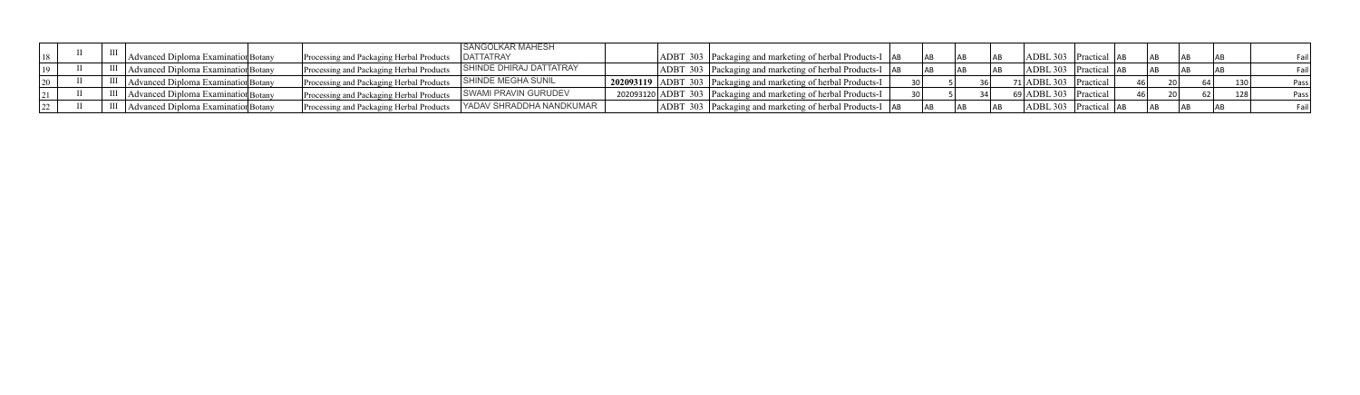| | | | | | | | | | | | | | | | | | | | | |
|---|---|---|---|---|---|---|---|---|---|---|---|---|---|---|---|---|---|---|---|---|
| 18 | II | III | Advanced Diploma Examination | Botany | Processing and Packaging Herbal Products | SANGOLKAR MAHESH DATTATRAY | | ADBT 303 | Packaging and marketing of herbal Products-I | AB | AB | AB | AB | ADBL 303 | Practical | AB | AB | AB | AB | Fail |
| 19 | II | III | Advanced Diploma Examination | Botany | Processing and Packaging Herbal Products | SHINDE DHIRAJ DATTATRAY | | ADBT 303 | Packaging and marketing of herbal Products-I | AB | AB | AB | AB | ADBL 303 | Practical | AB | AB | AB | AB | Fail |
| 20 | II | III | Advanced Diploma Examination | Botany | Processing and Packaging Herbal Products | SHINDE MEGHA SUNIL | 202093119 | ADBT 303 | Packaging and marketing of herbal Products-I | 30 | 5 | 36 | 71 | ADBL 303 | Practical | 46 | 20 | 64 | 130 | Pass |
| 21 | II | III | Advanced Diploma Examination | Botany | Processing and Packaging Herbal Products | SWAMI PRAVIN GURUDEV | 202093120 | ADBT 303 | Packaging and marketing of herbal Products-I | 30 | 5 | 34 | 69 | ADBL 303 | Practical | 46 | 20 | 62 | 128 | Pass |
| 22 | II | III | Advanced Diploma Examination | Botany | Processing and Packaging Herbal Products | YADAV SHRADDHA NANDKUMAR | | ADBT 303 | Packaging and marketing of herbal Products-I | AB | AB | AB | AB | ADBL 303 | Practical | AB | AB | AB | AB | Fail |